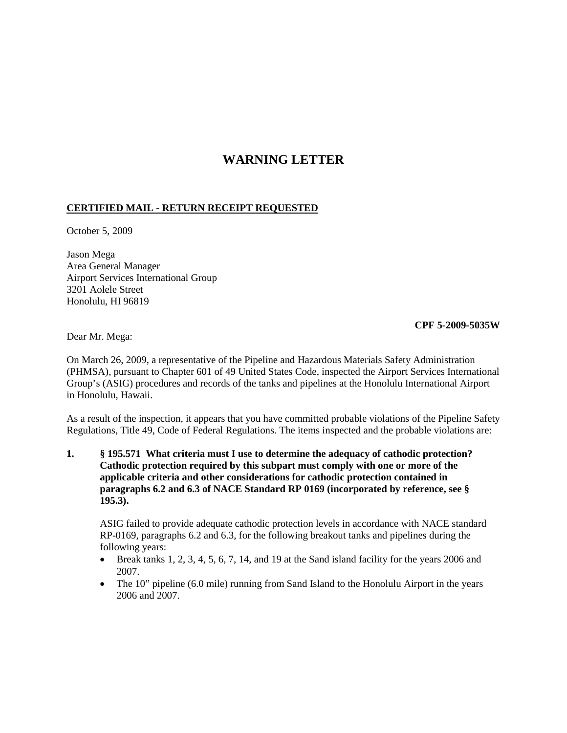# WARNING LETTER

**CERTIFIED MAIL - RETURN RECEIPT REQUESTED**

October 5, 2009

Jason Mega
Area General Manager
Airport Services International Group
3201 Aolele Street
Honolulu, HI 96819

**CPF 5-2009-5035W**

Dear Mr. Mega:

On March 26, 2009, a representative of the Pipeline and Hazardous Materials Safety Administration (PHMSA), pursuant to Chapter 601 of 49 United States Code, inspected the Airport Services International Group's (ASIG) procedures and records of the tanks and pipelines at the Honolulu International Airport in Honolulu, Hawaii.

As a result of the inspection, it appears that you have committed probable violations of the Pipeline Safety Regulations, Title 49, Code of Federal Regulations. The items inspected and the probable violations are:

1. **§ 195.571 What criteria must I use to determine the adequacy of cathodic protection? Cathodic protection required by this subpart must comply with one or more of the applicable criteria and other considerations for cathodic protection contained in paragraphs 6.2 and 6.3 of NACE Standard RP 0169 (incorporated by reference, see § 195.3).**

   ASIG failed to provide adequate cathodic protection levels in accordance with NACE standard RP-0169, paragraphs 6.2 and 6.3, for the following breakout tanks and pipelines during the following years:

   - Break tanks 1, 2, 3, 4, 5, 6, 7, 14, and 19 at the Sand island facility for the years 2006 and 2007.
   - The 10" pipeline (6.0 mile) running from Sand Island to the Honolulu Airport in the years 2006 and 2007.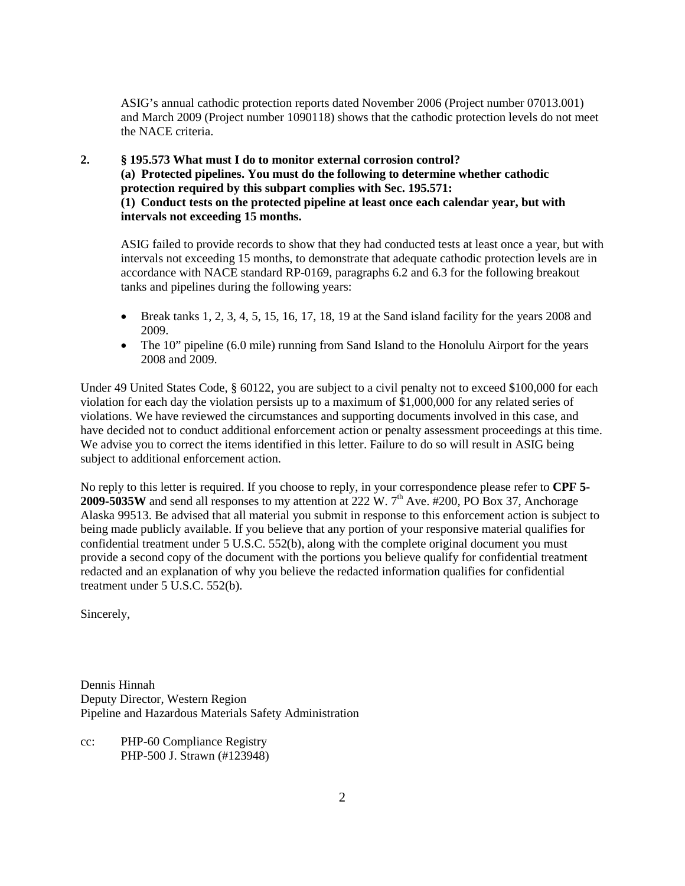ASIG's annual cathodic protection reports dated November 2006 (Project number 07013.001) and March 2009 (Project number 1090118) shows that the cathodic protection levels do not meet the NACE criteria.

**2. § 195.573 What must I do to monitor external corrosion control?**
**(a) Protected pipelines. You must do the following to determine whether cathodic protection required by this subpart complies with Sec. 195.571:**
**(1) Conduct tests on the protected pipeline at least once each calendar year, but with intervals not exceeding 15 months.**

ASIG failed to provide records to show that they had conducted tests at least once a year, but with intervals not exceeding 15 months, to demonstrate that adequate cathodic protection levels are in accordance with NACE standard RP-0169, paragraphs 6.2 and 6.3 for the following breakout tanks and pipelines during the following years:

- Break tanks 1, 2, 3, 4, 5, 15, 16, 17, 18, 19 at the Sand island facility for the years 2008 and 2009.
- The 10" pipeline (6.0 mile) running from Sand Island to the Honolulu Airport for the years 2008 and 2009.

Under 49 United States Code, § 60122, you are subject to a civil penalty not to exceed $100,000 for each violation for each day the violation persists up to a maximum of $1,000,000 for any related series of violations. We have reviewed the circumstances and supporting documents involved in this case, and have decided not to conduct additional enforcement action or penalty assessment proceedings at this time. We advise you to correct the items identified in this letter. Failure to do so will result in ASIG being subject to additional enforcement action.

No reply to this letter is required. If you choose to reply, in your correspondence please refer to **CPF 5-2009-5035W** and send all responses to my attention at 222 W. 7th Ave. #200, PO Box 37, Anchorage Alaska 99513. Be advised that all material you submit in response to this enforcement action is subject to being made publicly available. If you believe that any portion of your responsive material qualifies for confidential treatment under 5 U.S.C. 552(b), along with the complete original document you must provide a second copy of the document with the portions you believe qualify for confidential treatment redacted and an explanation of why you believe the redacted information qualifies for confidential treatment under 5 U.S.C. 552(b).

Sincerely,

Dennis Hinnah
Deputy Director, Western Region
Pipeline and Hazardous Materials Safety Administration

cc: PHP-60 Compliance Registry
PHP-500 J. Strawn (#123948)